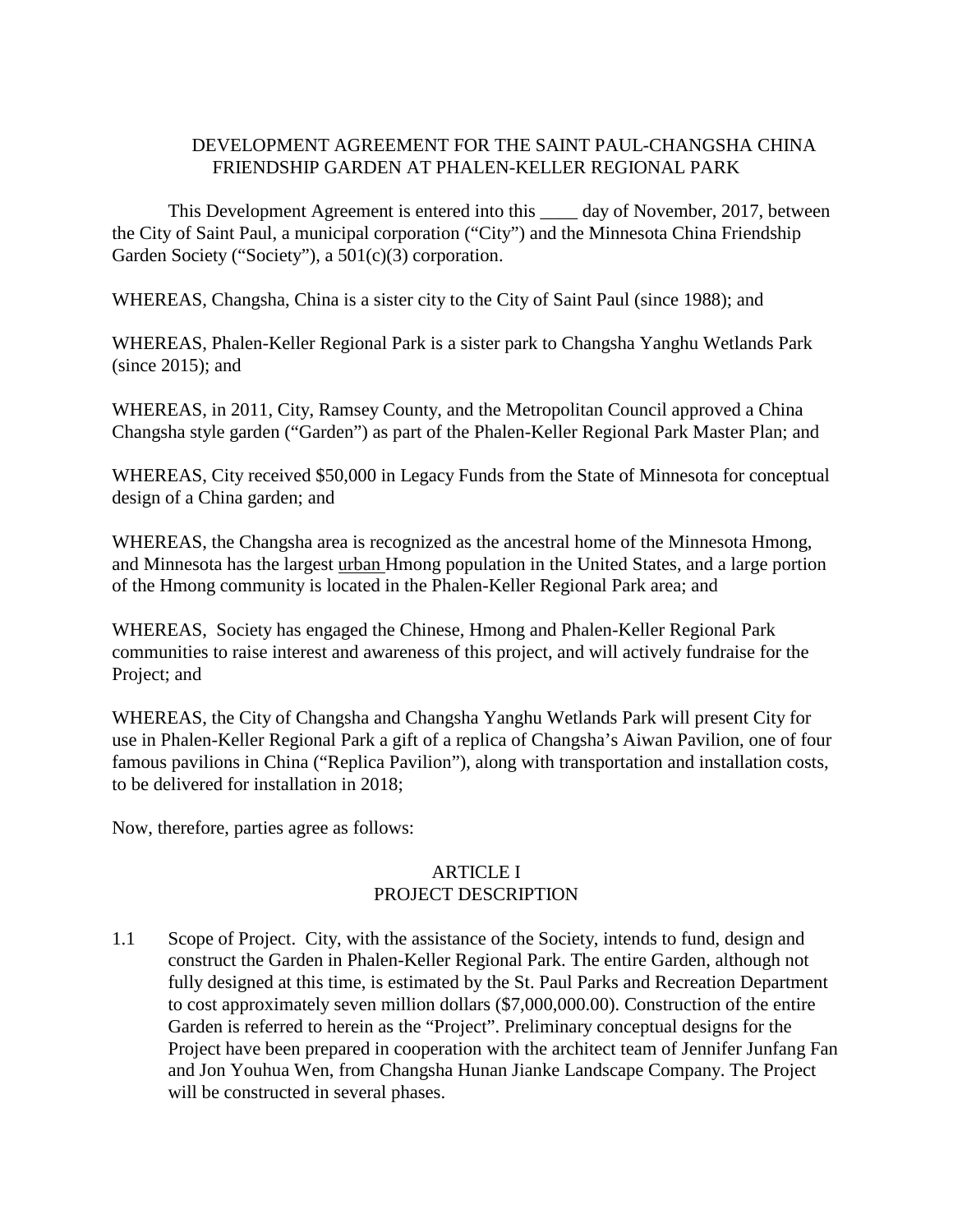# DEVELOPMENT AGREEMENT FOR THE SAINT PAUL-CHANGSHA CHINA FRIENDSHIP GARDEN AT PHALEN-KELLER REGIONAL PARK

This Development Agreement is entered into this ____ day of November, 2017, between the City of Saint Paul, a municipal corporation ("City") and the Minnesota China Friendship Garden Society ("Society"), a 501(c)(3) corporation.

WHEREAS, Changsha, China is a sister city to the City of Saint Paul (since 1988); and

WHEREAS, Phalen-Keller Regional Park is a sister park to Changsha Yanghu Wetlands Park (since 2015); and

WHEREAS, in 2011, City, Ramsey County, and the Metropolitan Council approved a China Changsha style garden ("Garden") as part of the Phalen-Keller Regional Park Master Plan; and

WHEREAS, City received $50,000 in Legacy Funds from the State of Minnesota for conceptual design of a China garden; and

WHEREAS, the Changsha area is recognized as the ancestral home of the Minnesota Hmong, and Minnesota has the largest urban Hmong population in the United States, and a large portion of the Hmong community is located in the Phalen-Keller Regional Park area; and

WHEREAS, Society has engaged the Chinese, Hmong and Phalen-Keller Regional Park communities to raise interest and awareness of this project, and will actively fundraise for the Project; and

WHEREAS, the City of Changsha and Changsha Yanghu Wetlands Park will present City for use in Phalen-Keller Regional Park a gift of a replica of Changsha's Aiwan Pavilion, one of four famous pavilions in China ("Replica Pavilion"), along with transportation and installation costs, to be delivered for installation in 2018;

Now, therefore, parties agree as follows:

## ARTICLE I
## PROJECT DESCRIPTION

1.1 Scope of Project. City, with the assistance of the Society, intends to fund, design and construct the Garden in Phalen-Keller Regional Park. The entire Garden, although not fully designed at this time, is estimated by the St. Paul Parks and Recreation Department to cost approximately seven million dollars ($7,000,000.00). Construction of the entire Garden is referred to herein as the "Project". Preliminary conceptual designs for the Project have been prepared in cooperation with the architect team of Jennifer Junfang Fan and Jon Youhua Wen, from Changsha Hunan Jianke Landscape Company. The Project will be constructed in several phases.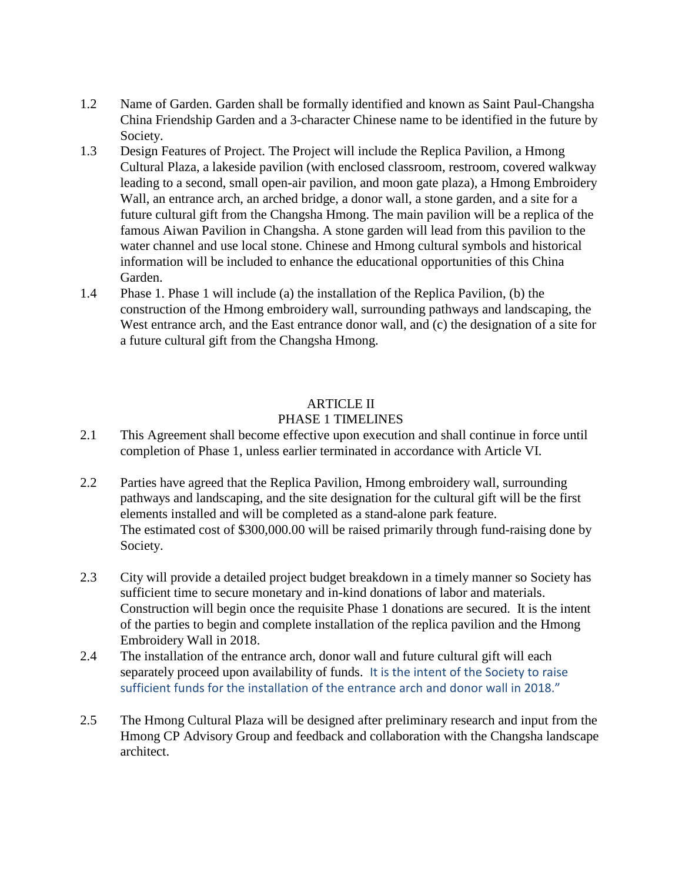1.2 Name of Garden. Garden shall be formally identified and known as Saint Paul-Changsha China Friendship Garden and a 3-character Chinese name to be identified in the future by Society.

1.3 Design Features of Project. The Project will include the Replica Pavilion, a Hmong Cultural Plaza, a lakeside pavilion (with enclosed classroom, restroom, covered walkway leading to a second, small open-air pavilion, and moon gate plaza), a Hmong Embroidery Wall, an entrance arch, an arched bridge, a donor wall, a stone garden, and a site for a future cultural gift from the Changsha Hmong. The main pavilion will be a replica of the famous Aiwan Pavilion in Changsha. A stone garden will lead from this pavilion to the water channel and use local stone. Chinese and Hmong cultural symbols and historical information will be included to enhance the educational opportunities of this China Garden.

1.4 Phase 1. Phase 1 will include (a) the installation of the Replica Pavilion, (b) the construction of the Hmong embroidery wall, surrounding pathways and landscaping, the West entrance arch, and the East entrance donor wall, and (c) the designation of a site for a future cultural gift from the Changsha Hmong.

## ARTICLE II
## PHASE 1 TIMELINES

2.1 This Agreement shall become effective upon execution and shall continue in force until completion of Phase 1, unless earlier terminated in accordance with Article VI.

2.2 Parties have agreed that the Replica Pavilion, Hmong embroidery wall, surrounding pathways and landscaping, and the site designation for the cultural gift will be the first elements installed and will be completed as a stand-alone park feature.
The estimated cost of $300,000.00 will be raised primarily through fund-raising done by Society.

2.3 City will provide a detailed project budget breakdown in a timely manner so Society has sufficient time to secure monetary and in-kind donations of labor and materials. Construction will begin once the requisite Phase 1 donations are secured. It is the intent of the parties to begin and complete installation of the replica pavilion and the Hmong Embroidery Wall in 2018.

2.4 The installation of the entrance arch, donor wall and future cultural gift will each separately proceed upon availability of funds. It is the intent of the Society to raise sufficient funds for the installation of the entrance arch and donor wall in 2018."

2.5 The Hmong Cultural Plaza will be designed after preliminary research and input from the Hmong CP Advisory Group and feedback and collaboration with the Changsha landscape architect.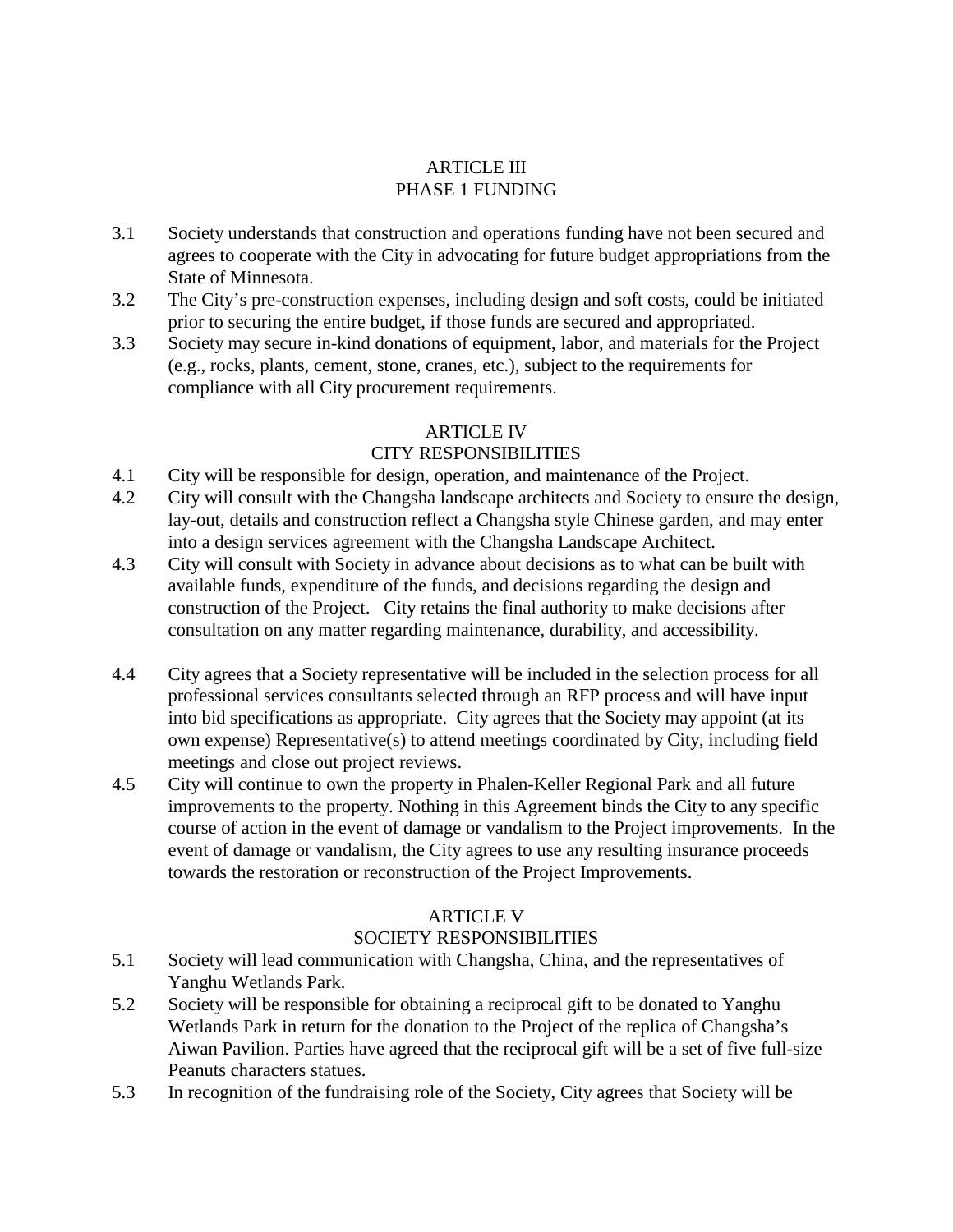## ARTICLE III
## PHASE 1 FUNDING

3.1 Society understands that construction and operations funding have not been secured and agrees to cooperate with the City in advocating for future budget appropriations from the State of Minnesota.

3.2 The City's pre-construction expenses, including design and soft costs, could be initiated prior to securing the entire budget, if those funds are secured and appropriated.

3.3 Society may secure in-kind donations of equipment, labor, and materials for the Project (e.g., rocks, plants, cement, stone, cranes, etc.), subject to the requirements for compliance with all City procurement requirements.

## ARTICLE IV
## CITY RESPONSIBILITIES

4.1 City will be responsible for design, operation, and maintenance of the Project.

4.2 City will consult with the Changsha landscape architects and Society to ensure the design, lay-out, details and construction reflect a Changsha style Chinese garden, and may enter into a design services agreement with the Changsha Landscape Architect.

4.3 City will consult with Society in advance about decisions as to what can be built with available funds, expenditure of the funds, and decisions regarding the design and construction of the Project. City retains the final authority to make decisions after consultation on any matter regarding maintenance, durability, and accessibility.

4.4 City agrees that a Society representative will be included in the selection process for all professional services consultants selected through an RFP process and will have input into bid specifications as appropriate. City agrees that the Society may appoint (at its own expense) Representative(s) to attend meetings coordinated by City, including field meetings and close out project reviews.

4.5 City will continue to own the property in Phalen-Keller Regional Park and all future improvements to the property. Nothing in this Agreement binds the City to any specific course of action in the event of damage or vandalism to the Project improvements. In the event of damage or vandalism, the City agrees to use any resulting insurance proceeds towards the restoration or reconstruction of the Project Improvements.

## ARTICLE V
## SOCIETY RESPONSIBILITIES

5.1 Society will lead communication with Changsha, China, and the representatives of Yanghu Wetlands Park.

5.2 Society will be responsible for obtaining a reciprocal gift to be donated to Yanghu Wetlands Park in return for the donation to the Project of the replica of Changsha's Aiwan Pavilion. Parties have agreed that the reciprocal gift will be a set of five full-size Peanuts characters statues.

5.3 In recognition of the fundraising role of the Society, City agrees that Society will be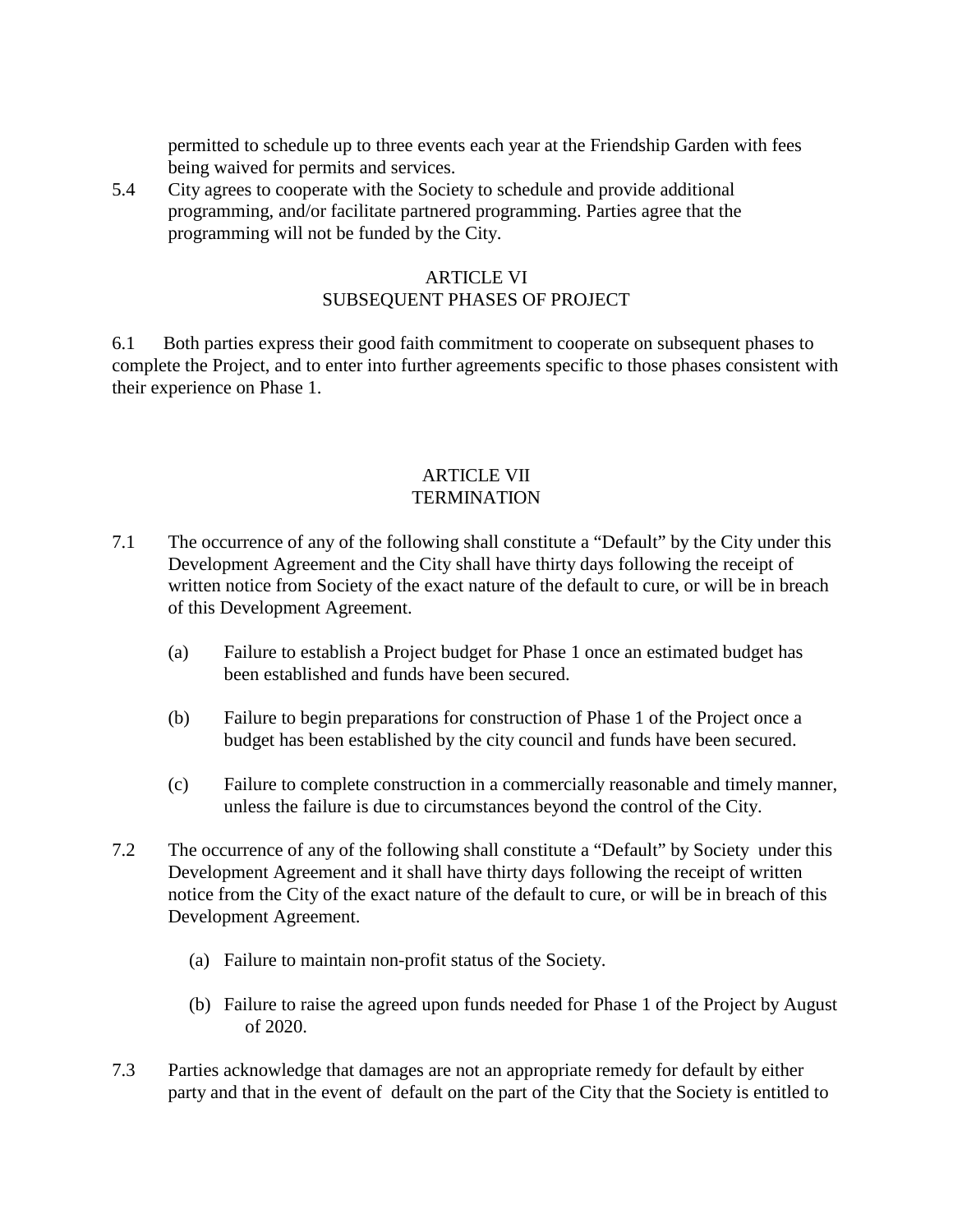permitted to schedule up to three events each year at the Friendship Garden with fees being waived for permits and services.

5.4 City agrees to cooperate with the Society to schedule and provide additional programming, and/or facilitate partnered programming. Parties agree that the programming will not be funded by the City.

## ARTICLE VI
## SUBSEQUENT PHASES OF PROJECT

6.1 Both parties express their good faith commitment to cooperate on subsequent phases to complete the Project, and to enter into further agreements specific to those phases consistent with their experience on Phase 1.

## ARTICLE VII
## TERMINATION

7.1 The occurrence of any of the following shall constitute a "Default" by the City under this Development Agreement and the City shall have thirty days following the receipt of written notice from Society of the exact nature of the default to cure, or will be in breach of this Development Agreement.

(a) Failure to establish a Project budget for Phase 1 once an estimated budget has been established and funds have been secured.

(b) Failure to begin preparations for construction of Phase 1 of the Project once a budget has been established by the city council and funds have been secured.

(c) Failure to complete construction in a commercially reasonable and timely manner, unless the failure is due to circumstances beyond the control of the City.

7.2 The occurrence of any of the following shall constitute a "Default" by Society under this Development Agreement and it shall have thirty days following the receipt of written notice from the City of the exact nature of the default to cure, or will be in breach of this Development Agreement.

(a) Failure to maintain non-profit status of the Society.

(b) Failure to raise the agreed upon funds needed for Phase 1 of the Project by August of 2020.

7.3 Parties acknowledge that damages are not an appropriate remedy for default by either party and that in the event of default on the part of the City that the Society is entitled to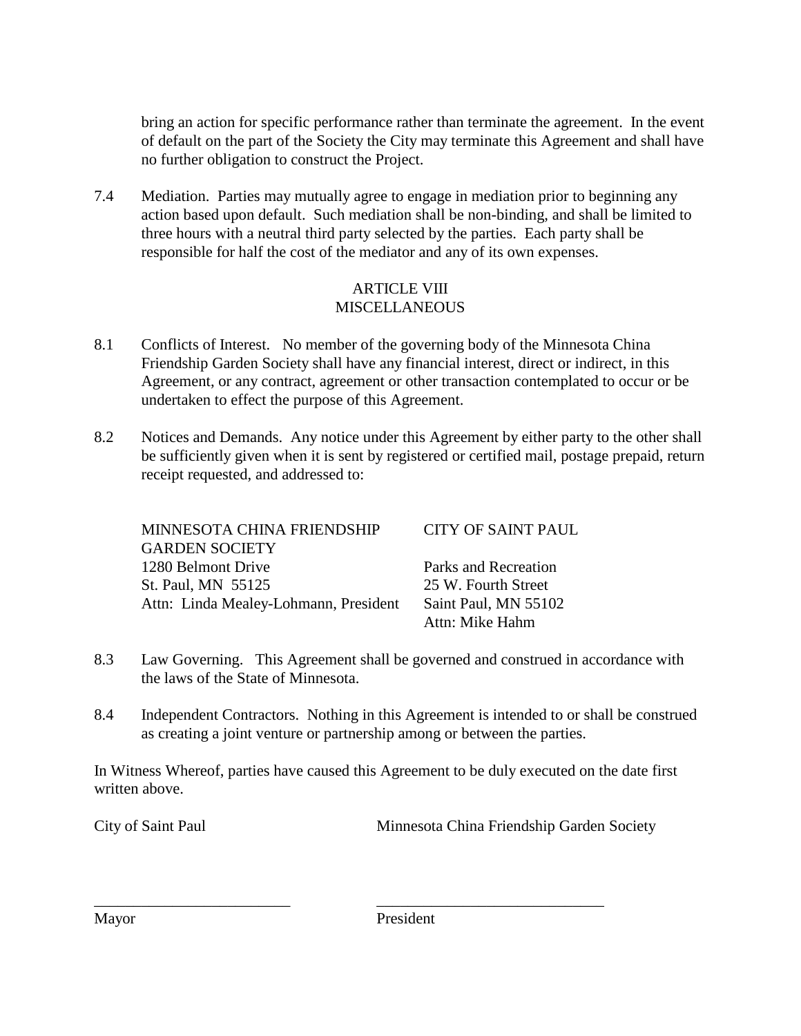bring an action for specific performance rather than terminate the agreement. In the event of default on the part of the Society the City may terminate this Agreement and shall have no further obligation to construct the Project.

7.4 Mediation. Parties may mutually agree to engage in mediation prior to beginning any action based upon default. Such mediation shall be non-binding, and shall be limited to three hours with a neutral third party selected by the parties. Each party shall be responsible for half the cost of the mediator and any of its own expenses.

## ARTICLE VIII
## MISCELLANEOUS

8.1 Conflicts of Interest. No member of the governing body of the Minnesota China Friendship Garden Society shall have any financial interest, direct or indirect, in this Agreement, or any contract, agreement or other transaction contemplated to occur or be undertaken to effect the purpose of this Agreement.

8.2 Notices and Demands. Any notice under this Agreement by either party to the other shall be sufficiently given when it is sent by registered or certified mail, postage prepaid, return receipt requested, and addressed to:

| MINNESOTA CHINA FRIENDSHIP GARDEN SOCIETY | CITY OF SAINT PAUL |
|---|---|
| 1280 Belmont Drive | Parks and Recreation |
| St. Paul, MN 55125 | 25 W. Fourth Street |
| Attn: Linda Mealey-Lohmann, President | Saint Paul, MN 55102 |
| | Attn: Mike Hahm |

8.3 Law Governing. This Agreement shall be governed and construed in accordance with the laws of the State of Minnesota.

8.4 Independent Contractors. Nothing in this Agreement is intended to or shall be construed as creating a joint venture or partnership among or between the parties.

In Witness Whereof, parties have caused this Agreement to be duly executed on the date first written above.

| City of Saint Paul | Minnesota China Friendship Garden Society |
|---|---|
| _________________________ | _____________________________ |
| Mayor | President |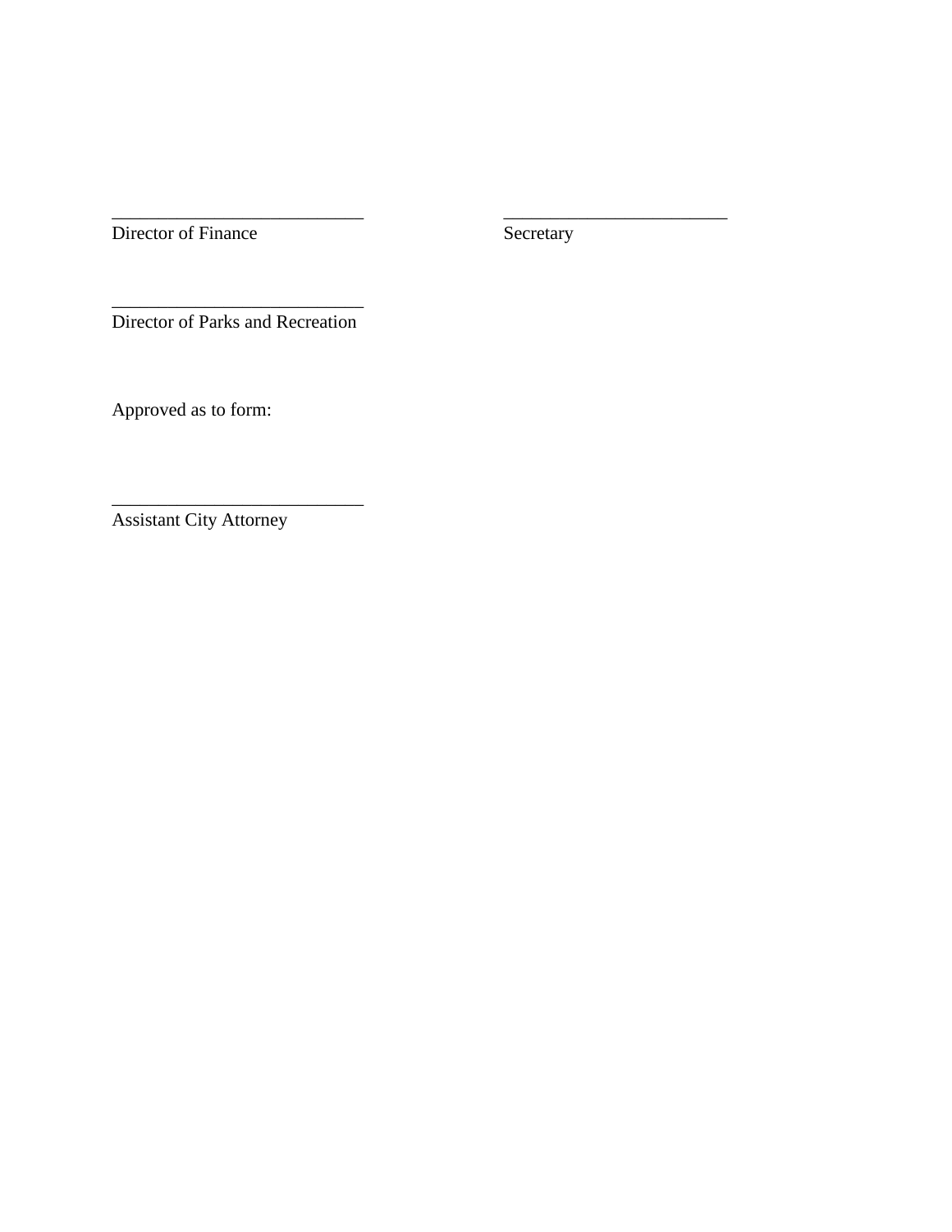\_\_\_\_\_\_\_\_\_\_\_\_\_\_\_\_\_\_\_\_\_\_\_\_\_\_\_
Director of Finance

\_\_\_\_\_\_\_\_\_\_\_\_\_\_\_\_\_\_\_\_\_\_\_\_\_\_\_
Secretary

\_\_\_\_\_\_\_\_\_\_\_\_\_\_\_\_\_\_\_\_\_\_\_\_\_\_\_
Director of Parks and Recreation

Approved as to form:

\_\_\_\_\_\_\_\_\_\_\_\_\_\_\_\_\_\_\_\_\_\_\_\_\_\_\_
Assistant City Attorney